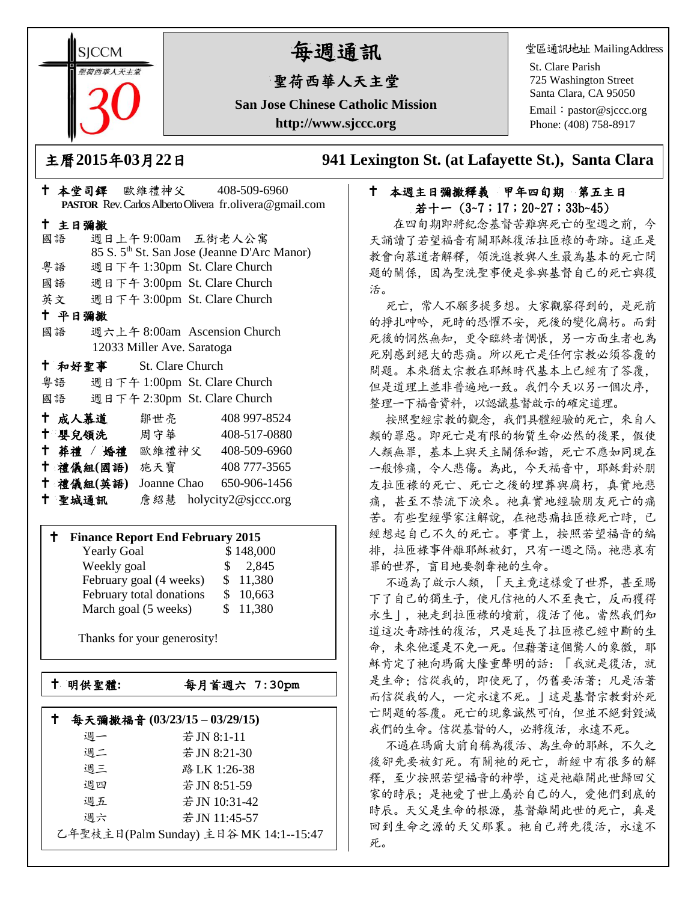SJCCM
聖荷西華人天主堂
30

# 每週通訊

## 聖荷西華人天主堂

**San Jose Chinese Catholic Mission**

**http://www.sjccc.org**

堂區通訊地址 MailingAddress
St. Clare Parish
725 Washington Street
Santa Clara, CA 95050
Email：pastor@sjccc.org
Phone: (408) 758-8917

**主曆2015年03月22日**　**941 Lexington St. (at Lafayette St.), Santa Clara**

✝ **本堂司鐸** 歐維禮神父 408-509-6960
**PASTOR** Rev. Carlos Alberto Olivera fr.olivera@gmail.com

✝ **主日彌撒**

國語 週日上午 9:00am 五街老人公寓
85 S. 5th St. San Jose (Jeanne D'Arc Manor)
粵語 週日下午 1:30pm St. Clare Church
國語 週日下午 3:00pm St. Clare Church
英文 週日下午 3:00pm St. Clare Church

✝ **平日彌撒**

國語 週六上午 8:00am Ascension Church
12033 Miller Ave. Saratoga

✝ **和好聖事** St. Clare Church

粵語 週日下午 1:00pm St. Clare Church
國語 週日下午 2:30pm St. Clare Church

✝ **成人慕道** 鄒世亮 408 997-8524
✝ **嬰兒領洗** 周守華 408-517-0880
✝ **葬禮 / 婚禮** 歐維禮神父 408-509-6960
✝ **禮儀組(國語)** 施天寶 408 777-3565
✝ **禮儀組(英語)** Joanne Chao 650-906-1456
✝ **聖城通訊** 詹紹慧 holycity2@sjccc.org

✝ **Finance Report End February 2015**

| | |
|---|---|
| Yearly Goal | $ 148,000 |
| Weekly goal | $ 2,845 |
| February goal (4 weeks) | $ 11,380 |
| February total donations | $ 10,663 |
| March goal (5 weeks) | $ 11,380 |

Thanks for your generosity!

✝ **明供聖體:** **每月首週六 7:30pm**

✝ **每天彌撒福音 (03/23/15 – 03/29/15)**

| | |
|---|---|
| 週一 | 若 JN 8:1-11 |
| 週二 | 若 JN 8:21-30 |
| 週三 | 路 LK 1:26-38 |
| 週四 | 若 JN 8:51-59 |
| 週五 | 若 JN 10:31-42 |
| 週六 | 若 JN 11:45-57 |

乙年聖枝主日(Palm Sunday) 主日谷 MK 14:1--15:47

✝ **本週主日彌撒釋義 甲年四旬期 第五主日**
**若十一（3~7；17；20~27；33b~45）**

在四旬期即將紀念基督苦難與死亡的聖週之前，今天誦讀了若望福音有關耶穌復活拉匝祿的奇跡。這正是教會向慕道者解釋，領洗進教與人生最為基本的死亡問題的關係，因為聖洗聖事便是參與基督自己的死亡與復活。

死亡，常人不願多提多想。大家觀察得到的，是死前的掙扎呻吟，死時的恐懼不安，死後的變化腐朽。而對死後的惘然無知，更令臨終者惆悵，另一方面生者也為死別感到絕大的悲痛。所以死亡是任何宗教必須答覆的問題。本來猶太宗教在耶穌時代基本上已經有了答覆，但是道理上並非普遍地一致。我們今天以另一個次序，整理一下福音資料，以認識基督啟示的確定道理。

按照聖經宗教的觀念，我們具體經驗的死亡，來自人類的罪惡。即死亡是有限的物質生命必然的後果，假使人類無罪，基本上與天主關係和諧，死亡不應如同現在一般慘痛，令人悲傷。為此，今天福音中，耶穌對於朋友拉匝祿的死亡、死亡之後的埋葬與腐朽，真實地悲痛，甚至不禁流下淚來。祂真實地經驗朋友死亡的痛苦。有些聖經學家注解說，在祂悲痛拉匝祿死亡時，已經想起自己不久的死亡。事實上，按照若望福音的編排，拉匝祿事件離耶穌被釘，只有一週之隔。祂悲哀有罪的世界，盲目地要剝奪祂的生命。

不過為了啟示人類，「天主竟這樣愛了世界，甚至賜下了自己的獨生子，使凡信祂的人不至喪亡，反而獲得永生」，祂走到拉匝祿的墳前，復活了他。當然我們知道這次奇跡性的復活，只是延長了拉匝祿已經中斷的生命，未來他還是不免一死。但藉著這個驚人的象徵，耶穌肯定了祂向瑪爾大隆重聲明的話：「我就是復活，就是生命；信從我的，即使死了，仍舊要活著；凡是活著而信從我的人，一定永遠不死。」這是基督宗教對於死亡問題的答覆。死亡的現象誠然可怕，但並不絕對毀滅我們的生命。信從基督的人，必將復活，永遠不死。

不過在瑪爾大前自稱為復活、為生命的耶穌，不久之後卻先要被釘死。有關祂的死亡，新經中有很多的解釋，至少按照若望福音的神學，這是祂離開此世歸回父家的時辰；是祂愛了世上屬於自己的人，愛他們到底的時辰。天父是生命的根源，基督離開此世的死亡，真是回到生命之源的天父那裏。祂自己將先復活，永遠不死。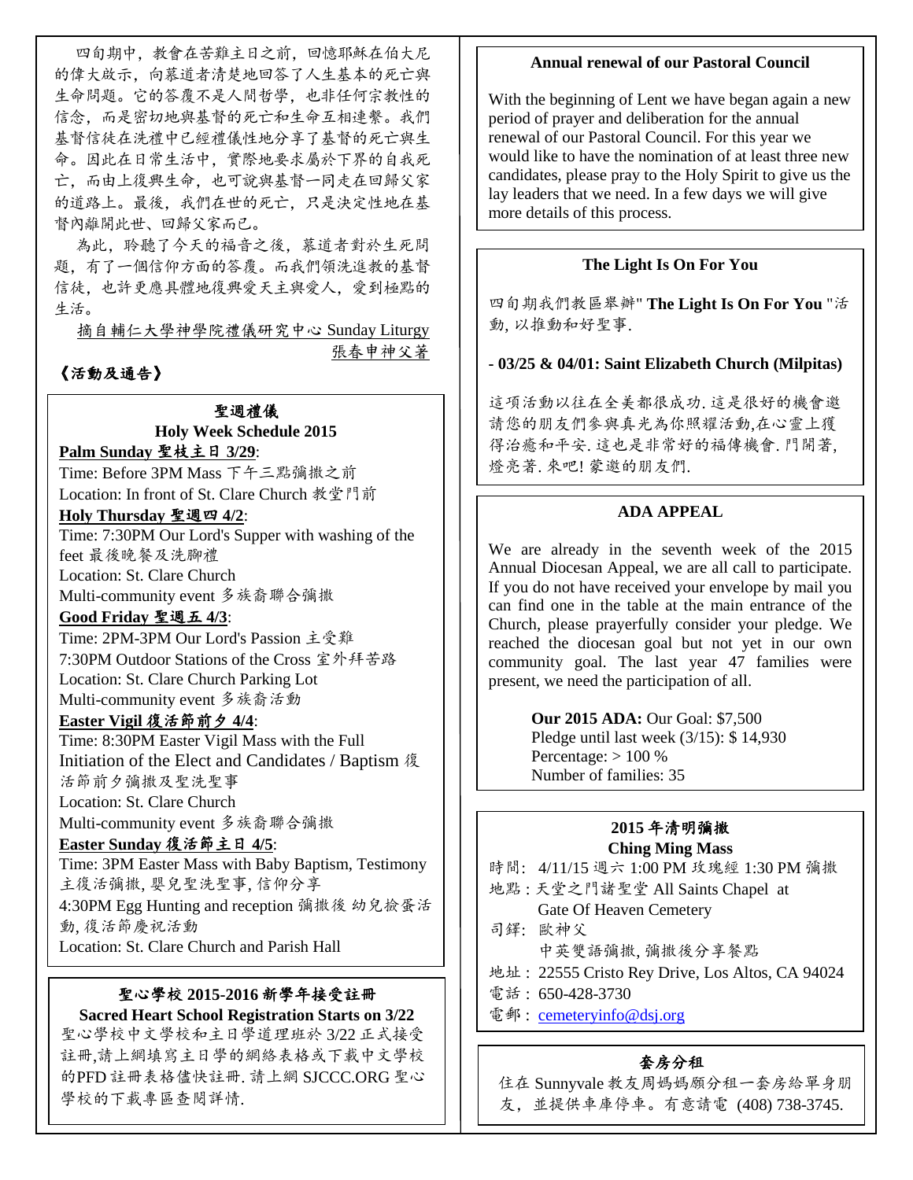四旬期中，教會在苦難主日之前，回憶耶穌在伯大尼的偉大啟示，向慕道者清楚地回答了人生基本的死亡與生命問題。它的答覆不是人間哲學，也非任何宗教性的信念，而是密切地與基督的死亡和生命互相連繫。我們基督信徒在洗禮中已經禮儀性地分享了基督的死亡與生命。因此在日常生活中，實際地要求屬於下界的自我死亡，而由上復興生命，也可說與基督一同走在回歸父家的道路上。最後，我們在世的死亡，只是決定性地在基督內離開此世、回歸父家而已。

為此，聆聽了今天的福音之後，慕道者對於生死問題，有了一個信仰方面的答覆。而我們領洗進教的基督信徒，也許更應具體地復興愛天主與愛人，愛到極點的生活。

摘自輔仁大學神學院禮儀研究中心 Sunday Liturgy
張春申神父著

## 《活動及通告》

### 聖週禮儀
### Holy Week Schedule 2015

**Palm Sunday 聖枝主日 3/29**:
Time: Before 3PM Mass 下午三點彌撒之前
Location: In front of St. Clare Church 教堂門前

**Holy Thursday 聖週四 4/2**:
Time: 7:30PM Our Lord's Supper with washing of the feet 最後晚餐及洗腳禮
Location: St. Clare Church
Multi-community event 多族裔聯合彌撒

**Good Friday 聖週五 4/3**:
Time: 2PM-3PM Our Lord's Passion 主受難
7:30PM Outdoor Stations of the Cross 室外拜苦路
Location: St. Clare Church Parking Lot
Multi-community event 多族裔活動

**Easter Vigil 復活節前夕 4/4**:
Time: 8:30PM Easter Vigil Mass with the Full Initiation of the Elect and Candidates / Baptism 復活節前夕彌撒及聖洗聖事
Location: St. Clare Church
Multi-community event 多族裔聯合彌撒

**Easter Sunday 復活節主日 4/5**:
Time: 3PM Easter Mass with Baby Baptism, Testimony 主復活彌撒, 嬰兒聖洗聖事, 信仰分享
4:30PM Egg Hunting and reception 彌撒後 幼兒撿蛋活動, 復活節慶祝活動
Location: St. Clare Church and Parish Hall

### 聖心學校 2015-2016 新學年接受註冊
### Sacred Heart School Registration Starts on 3/22

聖心學校中文學校和主日學道理班於 3/22 正式接受註冊,請上網填寫主日學的網絡表格或下載中文學校的PFD 註冊表格儘快註冊. 請上網 SJCCC.ORG 聖心學校的下載專區查閱詳情.

### Annual renewal of our Pastoral Council

With the beginning of Lent we have began again a new period of prayer and deliberation for the annual renewal of our Pastoral Council. For this year we would like to have the nomination of at least three new candidates, please pray to the Holy Spirit to give us the lay leaders that we need. In a few days we will give more details of this process.

### The Light Is On For You

四旬期我們教區舉辦" **The Light Is On For You** "活動, 以推動和好聖事.

**- 03/25 & 04/01: Saint Elizabeth Church (Milpitas)**

這項活動以往在全美都很成功. 這是很好的機會邀請您的朋友們參與真光為你照耀活動,在心靈上獲得治癒和平安. 這也是非常好的福傳機會. 門開著, 燈亮著. 來吧! 蒙邀的朋友們.

### ADA APPEAL

We are already in the seventh week of the 2015 Annual Diocesan Appeal, we are all call to participate. If you do not have received your envelope by mail you can find one in the table at the main entrance of the Church, please prayerfully consider your pledge. We reached the diocesan goal but not yet in our own community goal. The last year 47 families were present, we need the participation of all.

**Our 2015 ADA:** Our Goal: $7,500
Pledge until last week (3/15): $ 14,930
Percentage: > 100 %
Number of families: 35

### 2015 年清明彌撒
### Ching Ming Mass

時間: 4/11/15 週六 1:00 PM 玫瑰經 1:30 PM 彌撒
地點 : 天堂之門諸聖堂 All Saints Chapel at Gate Of Heaven Cemetery
司鐸: 歐神父
中英雙語彌撒, 彌撒後分享餐點
地址 : 22555 Cristo Rey Drive, Los Altos, CA 94024
電話 : 650-428-3730
電郵 : cemeteryinfo@dsj.org

### 套房分租

住在 Sunnyvale 教友周媽媽願分租一套房給單身朋友，並提供車庫停車。有意請電 (408) 738-3745.